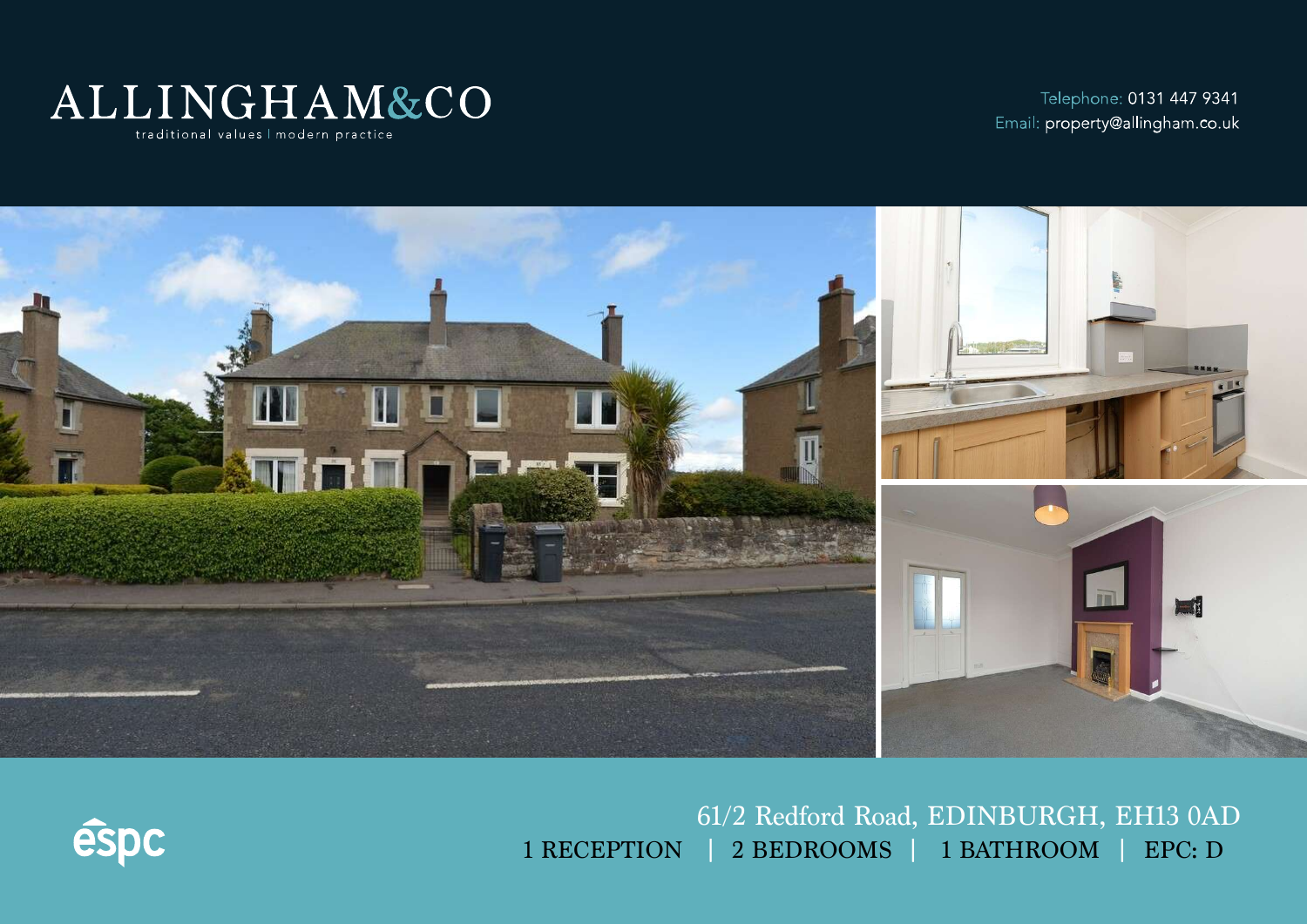# ALLINGHAM&CO

traditional values | modern practice

Telephone: 0131 447 9341
Email: property@allingham.co.uk

espc

## 61/2 Redford Road, EDINBURGH, EH13 0AD

1 RECEPTION | 2 BEDROOMS | 1 BATHROOM | EPC: D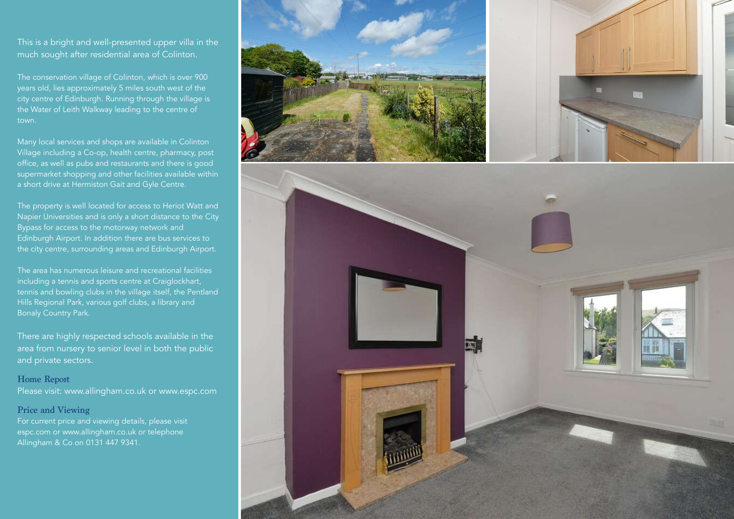This is a bright and well-presented upper villa in the much sought after residential area of Colinton.

The conservation village of Colinton, which is over 900 years old, lies approximately 5 miles south west of the city centre of Edinburgh. Running through the village is the Water of Leith Walkway leading to the centre of town.

Many local services and shops are available in Colinton Village including a Co-op, health centre, pharmacy, post office, as well as pubs and restaurants and there is good supermarket shopping and other facilities available within a short drive at Hermiston Gait and Gyle Centre.

The property is well located for access to Heriot Watt and Napier Universities and is only a short distance to the City Bypass for access to the motorway network and Edinburgh Airport. In addition there are bus services to the city centre, surrounding areas and Edinburgh Airport.

The area has numerous leisure and recreational facilities including a tennis and sports centre at Craiglockhart, tennis and bowling clubs in the village itself, the Pentland Hills Regional Park, various golf clubs, a library and Bonaly Country Park.

There are highly respected schools available in the area from nursery to senior level in both the public and private sectors.

### Home Report

Please visit: www.allingham.co.uk or www.espc.com

### Price and Viewing

For current price and viewing details, please visit espc.com or www.allingham.co.uk or telephone Allingham & Co on 0131 447 9341.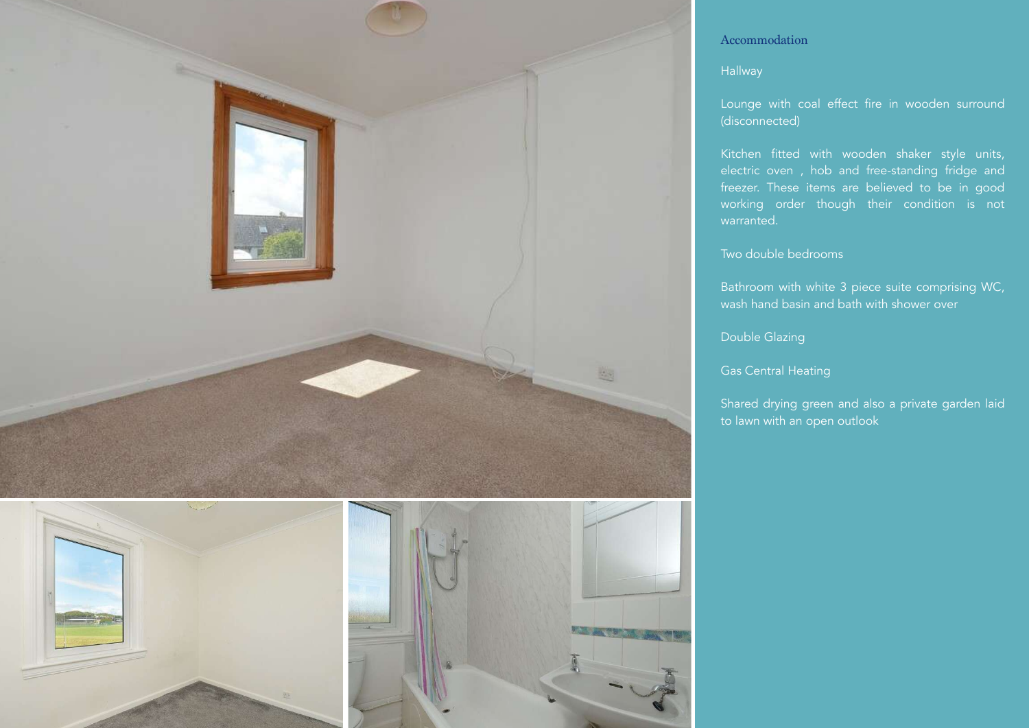## Accommodation

Hallway

Lounge with coal effect fire in wooden surround (disconnected)

Kitchen fitted with wooden shaker style units, electric oven , hob and free-standing fridge and freezer. These items are believed to be in good working order though their condition is not warranted.

Two double bedrooms

Bathroom with white 3 piece suite comprising WC, wash hand basin and bath with shower over

Double Glazing

Gas Central Heating

Shared drying green and also a private garden laid to lawn with an open outlook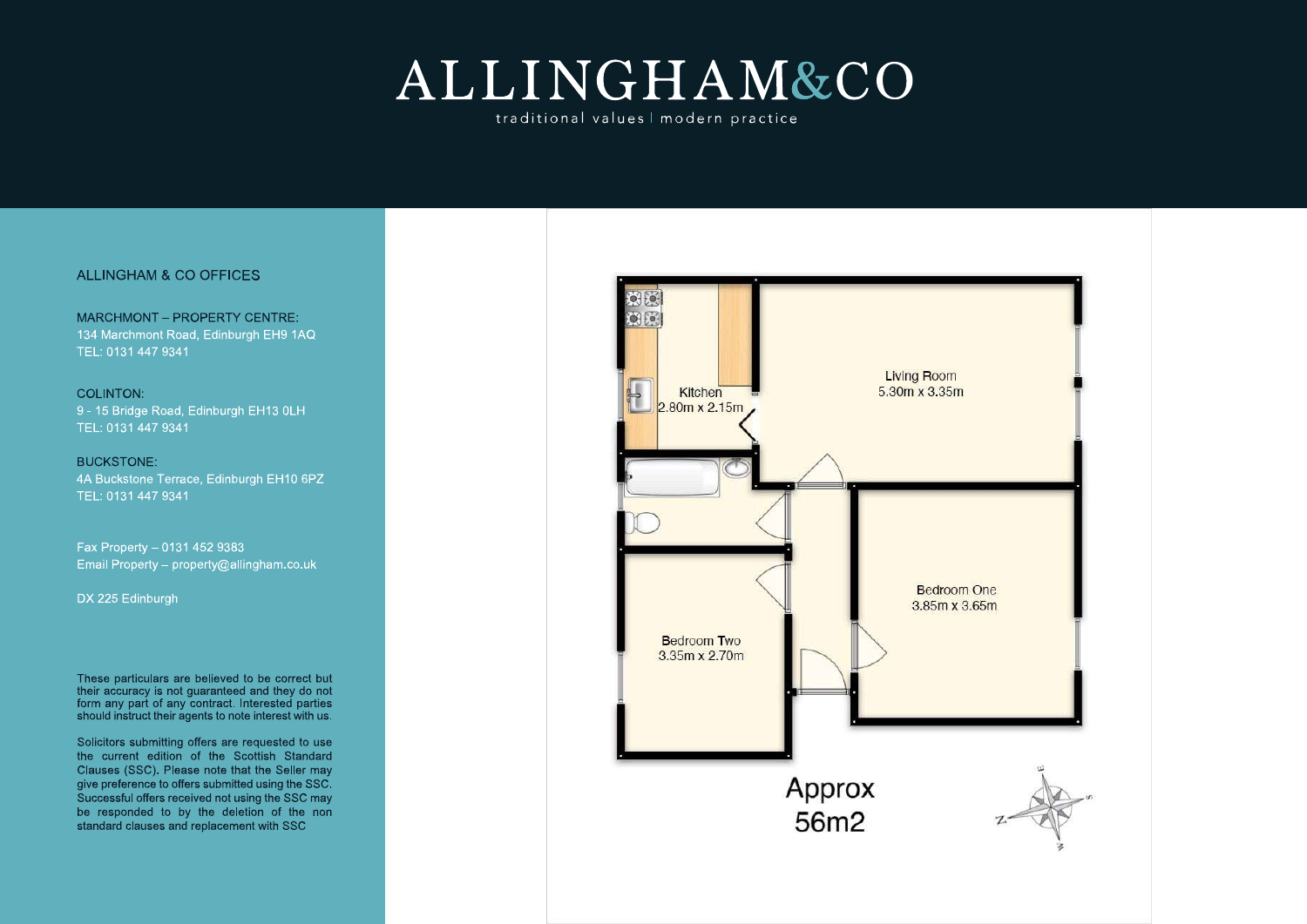# ALLINGHAM&CO

traditional values | modern practice

ALLINGHAM & CO OFFICES

MARCHMONT – PROPERTY CENTRE:
134 Marchmont Road, Edinburgh EH9 1AQ
TEL: 0131 447 9341

COLINTON:
9 - 15 Bridge Road, Edinburgh EH13 0LH
TEL: 0131 447 9341

BUCKSTONE:
4A Buckstone Terrace, Edinburgh EH10 6PZ
TEL: 0131 447 9341

Fax Property – 0131 452 9383
Email Property – property@allingham.co.uk

DX 225 Edinburgh

These particulars are believed to be correct but their accuracy is not guaranteed and they do not form any part of any contract. Interested parties should instruct their agents to note interest with us.

Solicitors submitting offers are requested to use the current edition of the Scottish Standard Clauses (SSC). Please note that the Seller may give preference to offers submitted using the SSC. Successful offers received not using the SSC may be responded to by the deletion of the non standard clauses and replacement with SSC

Kitchen
2.80m x 2.15m

Living Room
5.30m x 3.35m

Bedroom One
3.85m x 3.65m

Bedroom Two
3.35m x 2.70m

Approx
56m2